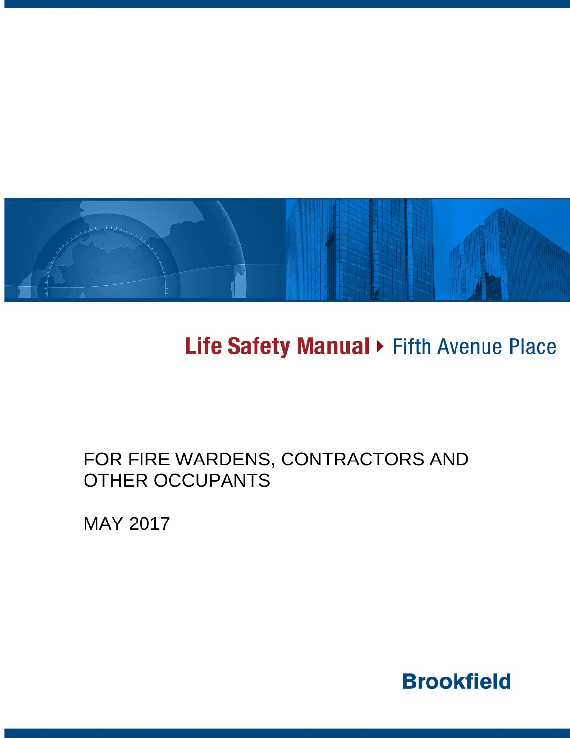# Life Safety Manual ▸ Fifth Avenue Place

FOR FIRE WARDENS, CONTRACTORS AND OTHER OCCUPANTS

MAY 2017

**Brookfield**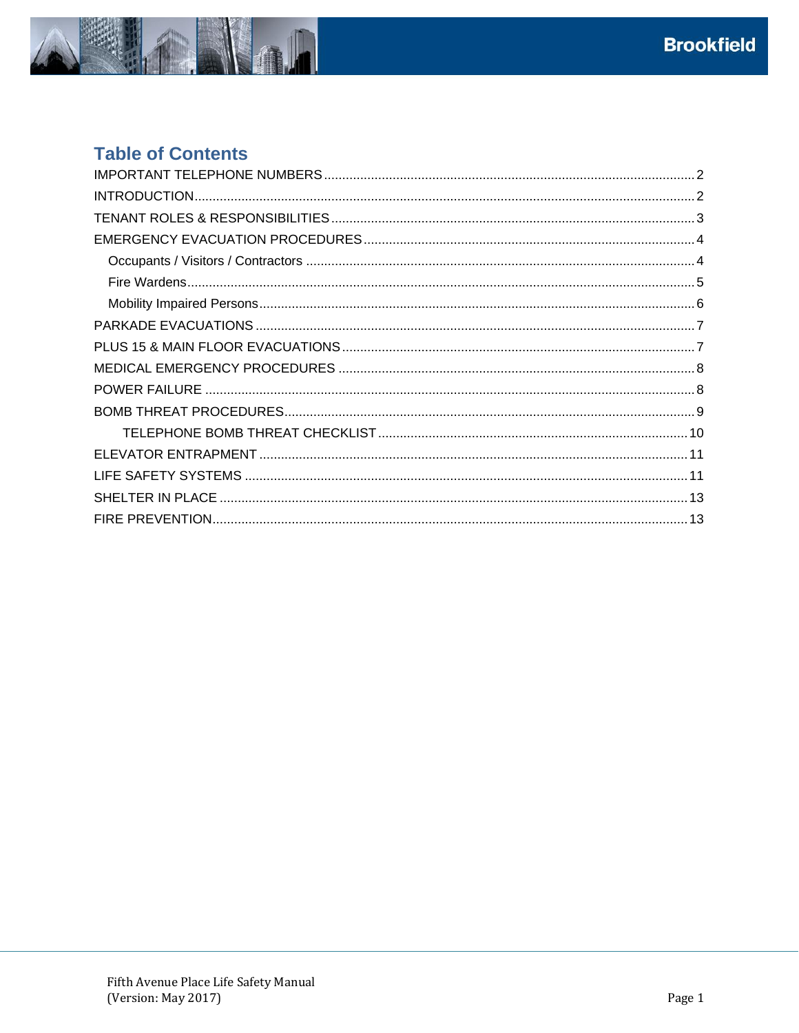## Table of Contents

- IMPORTANT TELEPHONE NUMBERS .......... 2
- INTRODUCTION .......... 2
- TENANT ROLES & RESPONSIBILITIES .......... 3
- EMERGENCY EVACUATION PROCEDURES .......... 4
  - Occupants / Visitors / Contractors .......... 4
  - Fire Wardens .......... 5
  - Mobility Impaired Persons .......... 6
- PARKADE EVACUATIONS .......... 7
- PLUS 15 & MAIN FLOOR EVACUATIONS .......... 7
- MEDICAL EMERGENCY PROCEDURES .......... 8
- POWER FAILURE .......... 8
- BOMB THREAT PROCEDURES .......... 9
  - TELEPHONE BOMB THREAT CHECKLIST .......... 10
- ELEVATOR ENTRAPMENT .......... 11
- LIFE SAFETY SYSTEMS .......... 11
- SHELTER IN PLACE .......... 13
- FIRE PREVENTION .......... 13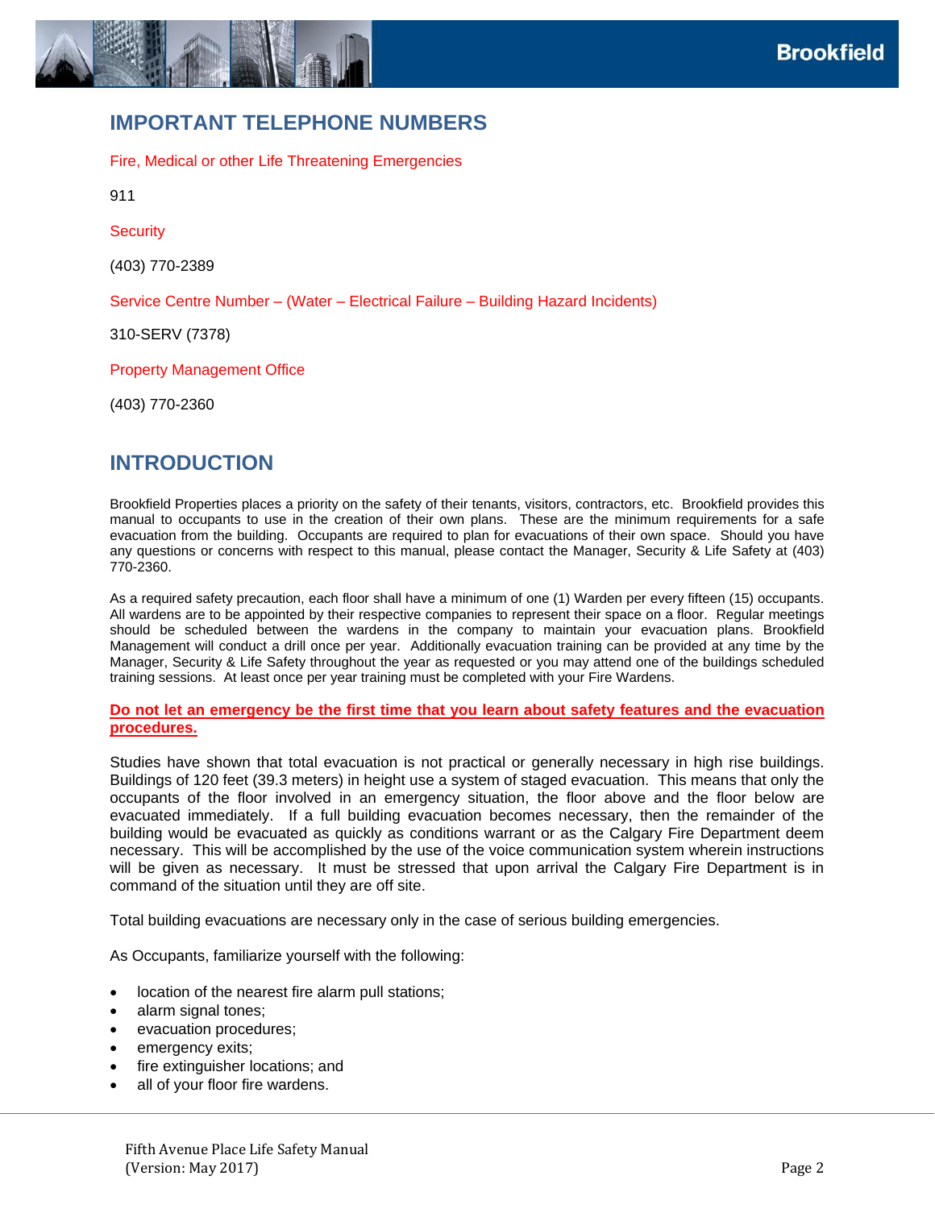## IMPORTANT TELEPHONE NUMBERS

Fire, Medical or other Life Threatening Emergencies

911

Security

(403) 770-2389

Service Centre Number – (Water – Electrical Failure – Building Hazard Incidents)

310-SERV (7378)

Property Management Office

(403) 770-2360

## INTRODUCTION

Brookfield Properties places a priority on the safety of their tenants, visitors, contractors, etc. Brookfield provides this manual to occupants to use in the creation of their own plans. These are the minimum requirements for a safe evacuation from the building. Occupants are required to plan for evacuations of their own space. Should you have any questions or concerns with respect to this manual, please contact the Manager, Security & Life Safety at (403) 770-2360.

As a required safety precaution, each floor shall have a minimum of one (1) Warden per every fifteen (15) occupants. All wardens are to be appointed by their respective companies to represent their space on a floor. Regular meetings should be scheduled between the wardens in the company to maintain your evacuation plans. Brookfield Management will conduct a drill once per year. Additionally evacuation training can be provided at any time by the Manager, Security & Life Safety throughout the year as requested or you may attend one of the buildings scheduled training sessions. At least once per year training must be completed with your Fire Wardens.

**Do not let an emergency be the first time that you learn about safety features and the evacuation procedures.**

Studies have shown that total evacuation is not practical or generally necessary in high rise buildings. Buildings of 120 feet (39.3 meters) in height use a system of staged evacuation. This means that only the occupants of the floor involved in an emergency situation, the floor above and the floor below are evacuated immediately. If a full building evacuation becomes necessary, then the remainder of the building would be evacuated as quickly as conditions warrant or as the Calgary Fire Department deem necessary. This will be accomplished by the use of the voice communication system wherein instructions will be given as necessary. It must be stressed that upon arrival the Calgary Fire Department is in command of the situation until they are off site.

Total building evacuations are necessary only in the case of serious building emergencies.

As Occupants, familiarize yourself with the following:

- location of the nearest fire alarm pull stations;
- alarm signal tones;
- evacuation procedures;
- emergency exits;
- fire extinguisher locations; and
- all of your floor fire wardens.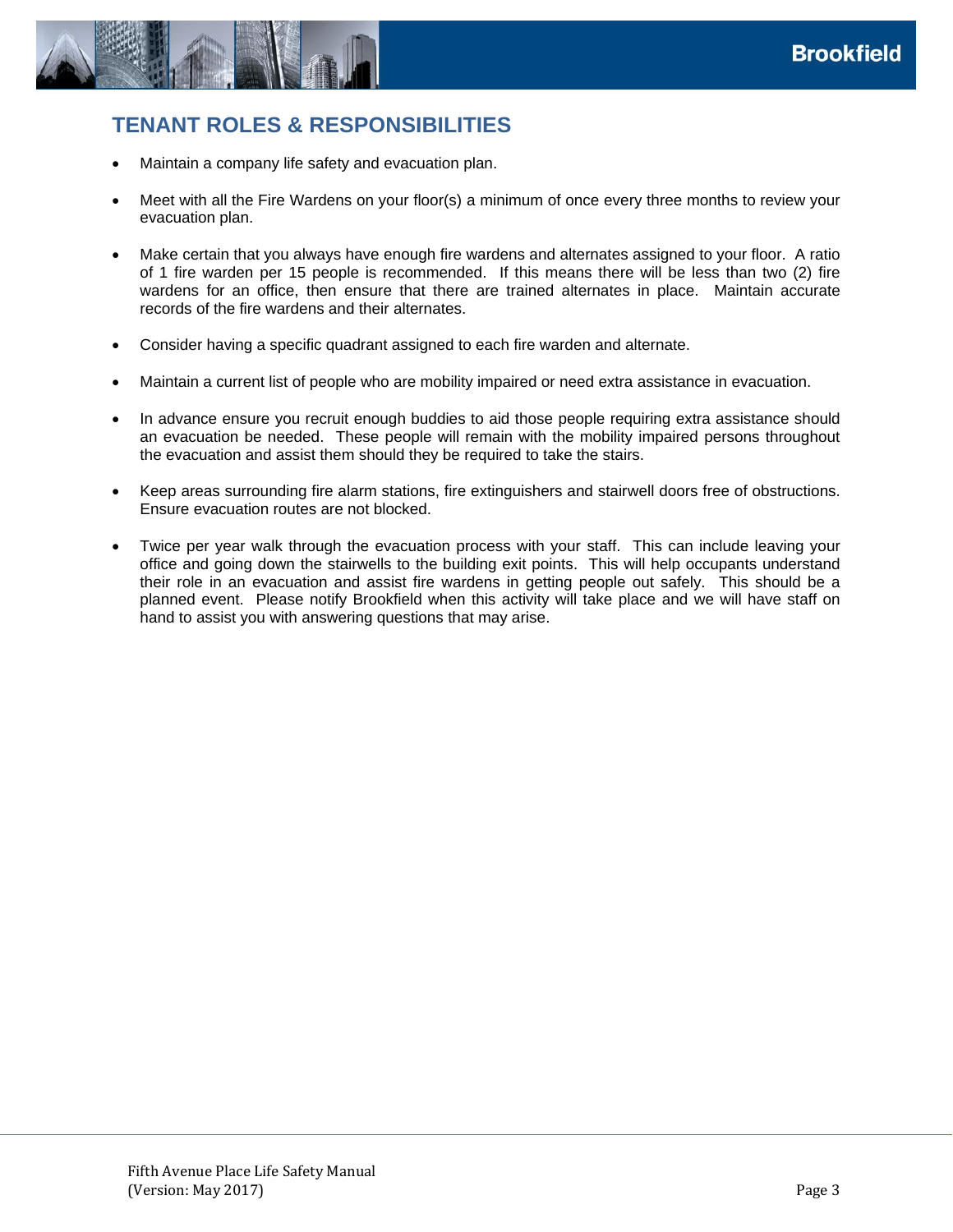## TENANT ROLES & RESPONSIBILITIES

- Maintain a company life safety and evacuation plan.
- Meet with all the Fire Wardens on your floor(s) a minimum of once every three months to review your evacuation plan.
- Make certain that you always have enough fire wardens and alternates assigned to your floor. A ratio of 1 fire warden per 15 people is recommended. If this means there will be less than two (2) fire wardens for an office, then ensure that there are trained alternates in place. Maintain accurate records of the fire wardens and their alternates.
- Consider having a specific quadrant assigned to each fire warden and alternate.
- Maintain a current list of people who are mobility impaired or need extra assistance in evacuation.
- In advance ensure you recruit enough buddies to aid those people requiring extra assistance should an evacuation be needed. These people will remain with the mobility impaired persons throughout the evacuation and assist them should they be required to take the stairs.
- Keep areas surrounding fire alarm stations, fire extinguishers and stairwell doors free of obstructions. Ensure evacuation routes are not blocked.
- Twice per year walk through the evacuation process with your staff. This can include leaving your office and going down the stairwells to the building exit points. This will help occupants understand their role in an evacuation and assist fire wardens in getting people out safely. This should be a planned event. Please notify Brookfield when this activity will take place and we will have staff on hand to assist you with answering questions that may arise.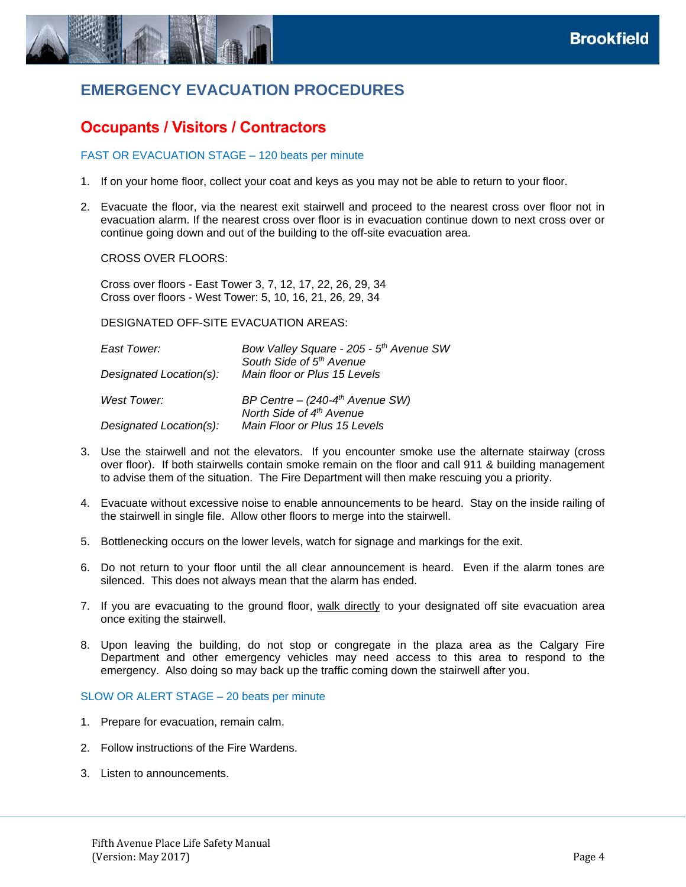# EMERGENCY EVACUATION PROCEDURES

## Occupants / Visitors / Contractors

### FAST OR EVACUATION STAGE – 120 beats per minute

1. If on your home floor, collect your coat and keys as you may not be able to return to your floor.

2. Evacuate the floor, via the nearest exit stairwell and proceed to the nearest cross over floor not in evacuation alarm. If the nearest cross over floor is in evacuation continue down to next cross over or continue going down and out of the building to the off-site evacuation area.

   CROSS OVER FLOORS:

   Cross over floors - East Tower 3, 7, 12, 17, 22, 26, 29, 34
   Cross over floors - West Tower: 5, 10, 16, 21, 26, 29, 34

   DESIGNATED OFF-SITE EVACUATION AREAS:

   | | |
   |---|---|
   | *East Tower:* | *Bow Valley Square - 205 - 5th Avenue SW* |
   | | *South Side of 5th Avenue* |
   | *Designated Location(s):* | *Main floor or Plus 15 Levels* |
   | *West Tower:* | *BP Centre – (240-4th Avenue SW)* |
   | | *North Side of 4th Avenue* |
   | *Designated Location(s):* | *Main Floor or Plus 15 Levels* |

3. Use the stairwell and not the elevators. If you encounter smoke use the alternate stairway (cross over floor). If both stairwells contain smoke remain on the floor and call 911 & building management to advise them of the situation. The Fire Department will then make rescuing you a priority.

4. Evacuate without excessive noise to enable announcements to be heard. Stay on the inside railing of the stairwell in single file. Allow other floors to merge into the stairwell.

5. Bottlenecking occurs on the lower levels, watch for signage and markings for the exit.

6. Do not return to your floor until the all clear announcement is heard. Even if the alarm tones are silenced. This does not always mean that the alarm has ended.

7. If you are evacuating to the ground floor, walk directly to your designated off site evacuation area once exiting the stairwell.

8. Upon leaving the building, do not stop or congregate in the plaza area as the Calgary Fire Department and other emergency vehicles may need access to this area to respond to the emergency. Also doing so may back up the traffic coming down the stairwell after you.

### SLOW OR ALERT STAGE – 20 beats per minute

1. Prepare for evacuation, remain calm.

2. Follow instructions of the Fire Wardens.

3. Listen to announcements.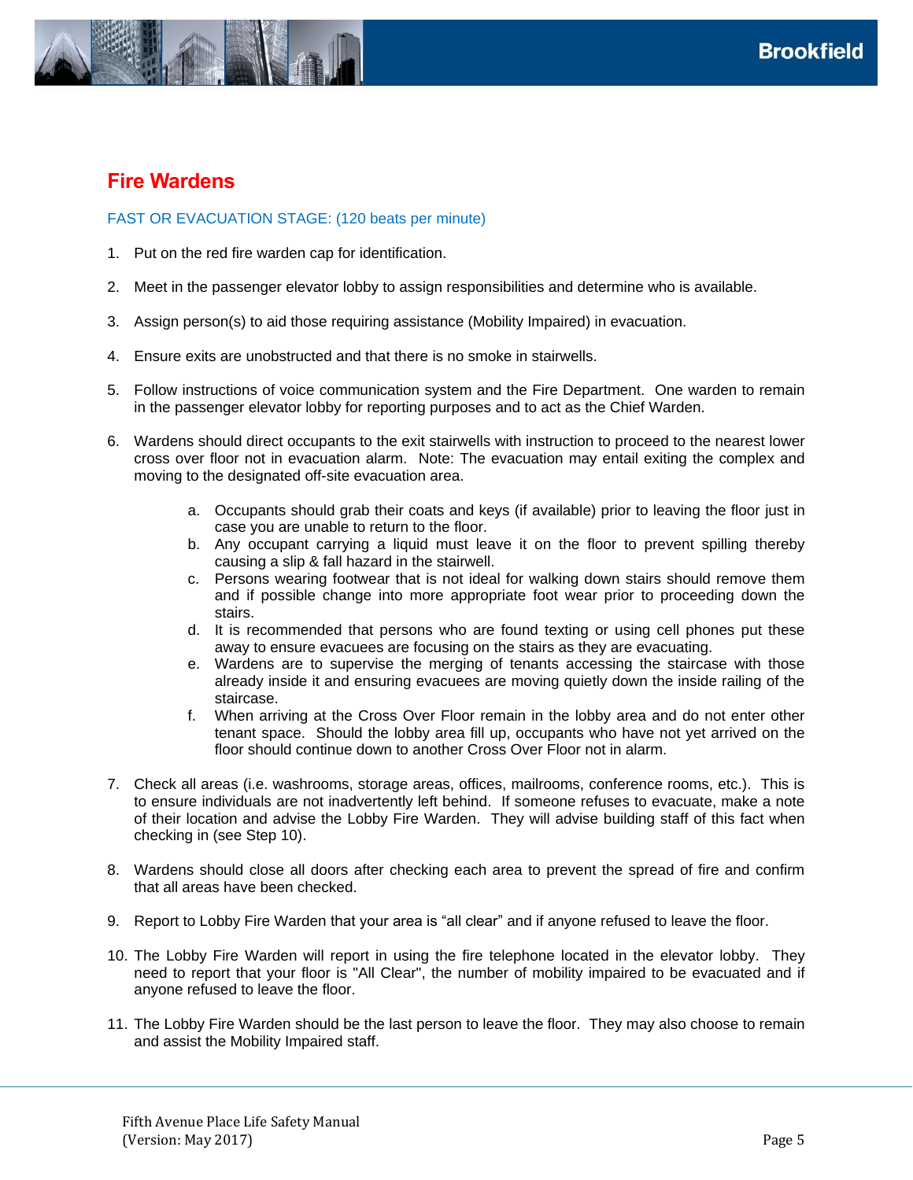## Fire Wardens

FAST OR EVACUATION STAGE: (120 beats per minute)

1. Put on the red fire warden cap for identification.

2. Meet in the passenger elevator lobby to assign responsibilities and determine who is available.

3. Assign person(s) to aid those requiring assistance (Mobility Impaired) in evacuation.

4. Ensure exits are unobstructed and that there is no smoke in stairwells.

5. Follow instructions of voice communication system and the Fire Department. One warden to remain in the passenger elevator lobby for reporting purposes and to act as the Chief Warden.

6. Wardens should direct occupants to the exit stairwells with instruction to proceed to the nearest lower cross over floor not in evacuation alarm. Note: The evacuation may entail exiting the complex and moving to the designated off-site evacuation area.

   a. Occupants should grab their coats and keys (if available) prior to leaving the floor just in case you are unable to return to the floor.
   b. Any occupant carrying a liquid must leave it on the floor to prevent spilling thereby causing a slip & fall hazard in the stairwell.
   c. Persons wearing footwear that is not ideal for walking down stairs should remove them and if possible change into more appropriate foot wear prior to proceeding down the stairs.
   d. It is recommended that persons who are found texting or using cell phones put these away to ensure evacuees are focusing on the stairs as they are evacuating.
   e. Wardens are to supervise the merging of tenants accessing the staircase with those already inside it and ensuring evacuees are moving quietly down the inside railing of the staircase.
   f. When arriving at the Cross Over Floor remain in the lobby area and do not enter other tenant space. Should the lobby area fill up, occupants who have not yet arrived on the floor should continue down to another Cross Over Floor not in alarm.

7. Check all areas (i.e. washrooms, storage areas, offices, mailrooms, conference rooms, etc.). This is to ensure individuals are not inadvertently left behind. If someone refuses to evacuate, make a note of their location and advise the Lobby Fire Warden. They will advise building staff of this fact when checking in (see Step 10).

8. Wardens should close all doors after checking each area to prevent the spread of fire and confirm that all areas have been checked.

9. Report to Lobby Fire Warden that your area is "all clear" and if anyone refused to leave the floor.

10. The Lobby Fire Warden will report in using the fire telephone located in the elevator lobby. They need to report that your floor is "All Clear", the number of mobility impaired to be evacuated and if anyone refused to leave the floor.

11. The Lobby Fire Warden should be the last person to leave the floor. They may also choose to remain and assist the Mobility Impaired staff.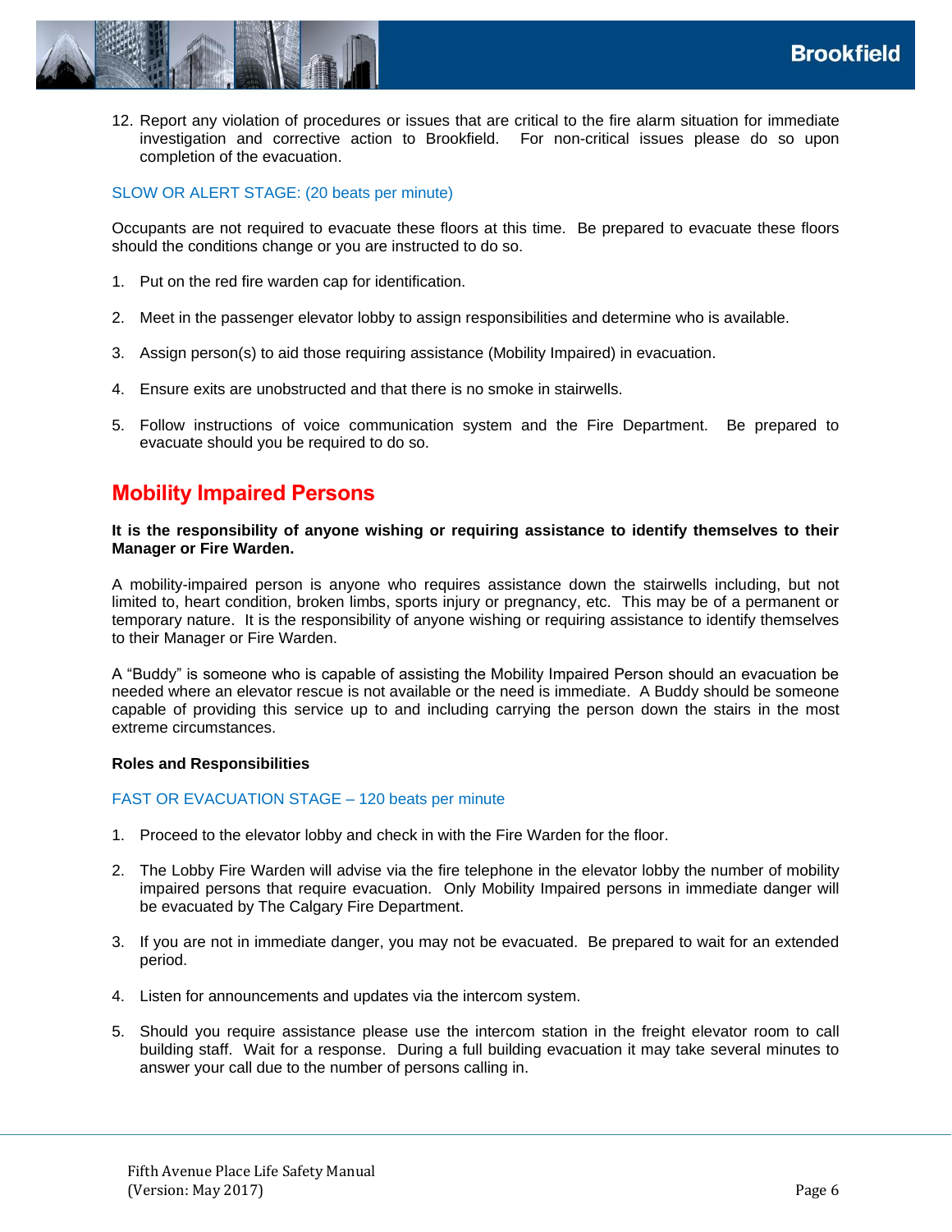12. Report any violation of procedures or issues that are critical to the fire alarm situation for immediate investigation and corrective action to Brookfield. For non-critical issues please do so upon completion of the evacuation.

SLOW OR ALERT STAGE: (20 beats per minute)

Occupants are not required to evacuate these floors at this time. Be prepared to evacuate these floors should the conditions change or you are instructed to do so.

1. Put on the red fire warden cap for identification.

2. Meet in the passenger elevator lobby to assign responsibilities and determine who is available.

3. Assign person(s) to aid those requiring assistance (Mobility Impaired) in evacuation.

4. Ensure exits are unobstructed and that there is no smoke in stairwells.

5. Follow instructions of voice communication system and the Fire Department. Be prepared to evacuate should you be required to do so.

## Mobility Impaired Persons

**It is the responsibility of anyone wishing or requiring assistance to identify themselves to their Manager or Fire Warden.**

A mobility-impaired person is anyone who requires assistance down the stairwells including, but not limited to, heart condition, broken limbs, sports injury or pregnancy, etc. This may be of a permanent or temporary nature. It is the responsibility of anyone wishing or requiring assistance to identify themselves to their Manager or Fire Warden.

A "Buddy" is someone who is capable of assisting the Mobility Impaired Person should an evacuation be needed where an elevator rescue is not available or the need is immediate. A Buddy should be someone capable of providing this service up to and including carrying the person down the stairs in the most extreme circumstances.

**Roles and Responsibilities**

FAST OR EVACUATION STAGE – 120 beats per minute

1. Proceed to the elevator lobby and check in with the Fire Warden for the floor.

2. The Lobby Fire Warden will advise via the fire telephone in the elevator lobby the number of mobility impaired persons that require evacuation. Only Mobility Impaired persons in immediate danger will be evacuated by The Calgary Fire Department.

3. If you are not in immediate danger, you may not be evacuated. Be prepared to wait for an extended period.

4. Listen for announcements and updates via the intercom system.

5. Should you require assistance please use the intercom station in the freight elevator room to call building staff. Wait for a response. During a full building evacuation it may take several minutes to answer your call due to the number of persons calling in.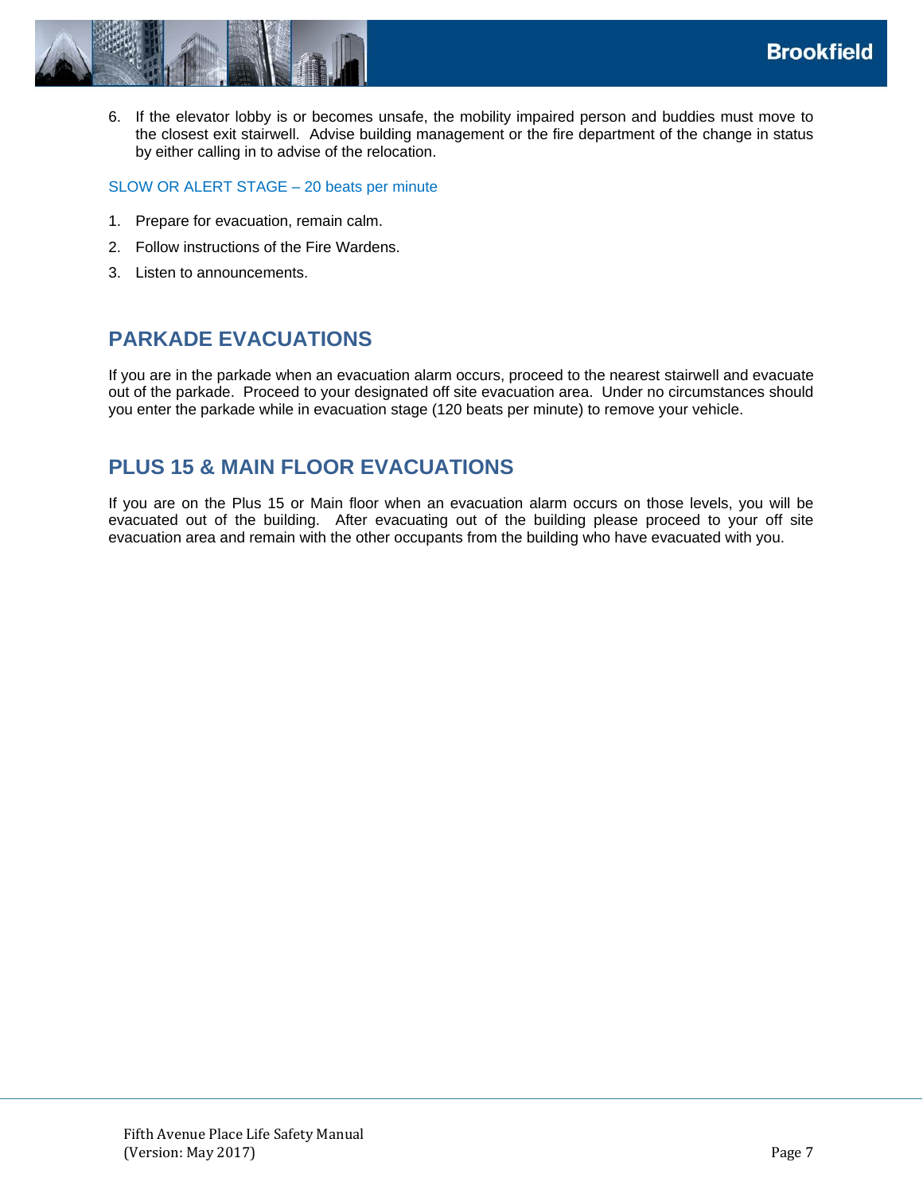6. If the elevator lobby is or becomes unsafe, the mobility impaired person and buddies must move to the closest exit stairwell. Advise building management or the fire department of the change in status by either calling in to advise of the relocation.

### SLOW OR ALERT STAGE – 20 beats per minute

1. Prepare for evacuation, remain calm.
2. Follow instructions of the Fire Wardens.
3. Listen to announcements.

## PARKADE EVACUATIONS

If you are in the parkade when an evacuation alarm occurs, proceed to the nearest stairwell and evacuate out of the parkade. Proceed to your designated off site evacuation area. Under no circumstances should you enter the parkade while in evacuation stage (120 beats per minute) to remove your vehicle.

## PLUS 15 & MAIN FLOOR EVACUATIONS

If you are on the Plus 15 or Main floor when an evacuation alarm occurs on those levels, you will be evacuated out of the building. After evacuating out of the building please proceed to your off site evacuation area and remain with the other occupants from the building who have evacuated with you.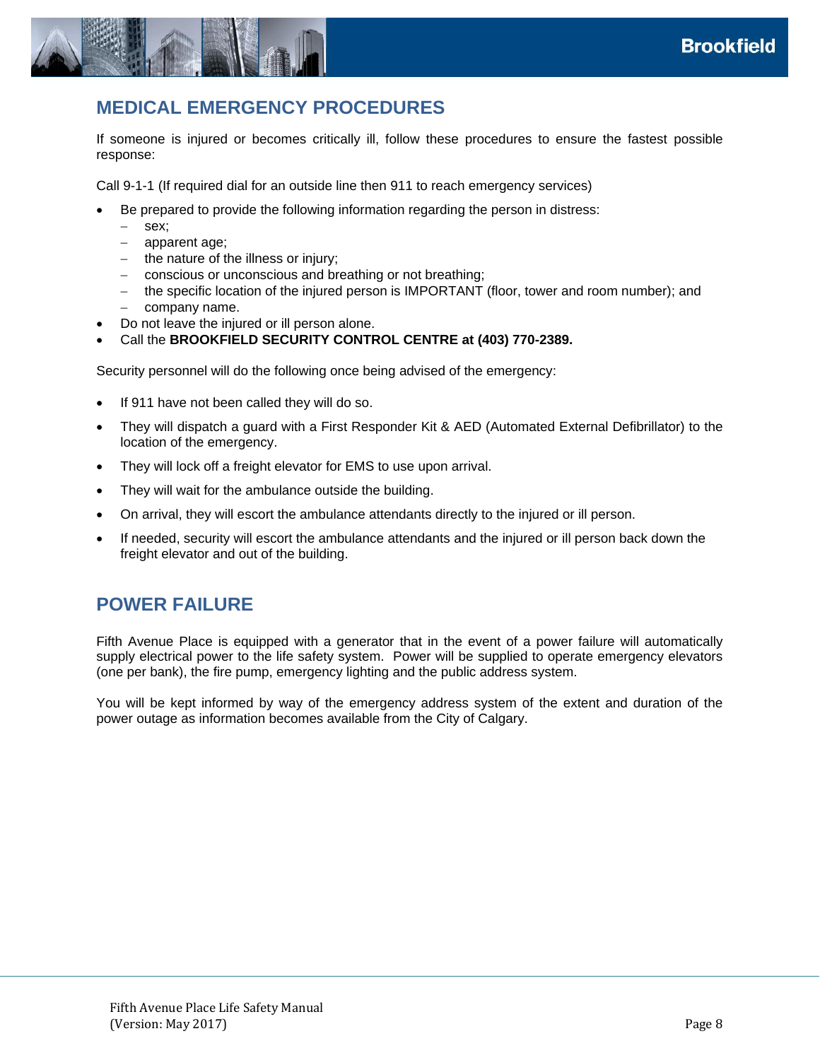## MEDICAL EMERGENCY PROCEDURES

If someone is injured or becomes critically ill, follow these procedures to ensure the fastest possible response:

Call 9-1-1 (If required dial for an outside line then 911 to reach emergency services)

- Be prepared to provide the following information regarding the person in distress:
  - sex;
  - apparent age;
  - the nature of the illness or injury;
  - conscious or unconscious and breathing or not breathing;
  - the specific location of the injured person is IMPORTANT (floor, tower and room number); and
  - company name.
- Do not leave the injured or ill person alone.
- Call the **BROOKFIELD SECURITY CONTROL CENTRE at (403) 770-2389.**

Security personnel will do the following once being advised of the emergency:

- If 911 have not been called they will do so.
- They will dispatch a guard with a First Responder Kit & AED (Automated External Defibrillator) to the location of the emergency.
- They will lock off a freight elevator for EMS to use upon arrival.
- They will wait for the ambulance outside the building.
- On arrival, they will escort the ambulance attendants directly to the injured or ill person.
- If needed, security will escort the ambulance attendants and the injured or ill person back down the freight elevator and out of the building.

## POWER FAILURE

Fifth Avenue Place is equipped with a generator that in the event of a power failure will automatically supply electrical power to the life safety system. Power will be supplied to operate emergency elevators (one per bank), the fire pump, emergency lighting and the public address system.

You will be kept informed by way of the emergency address system of the extent and duration of the power outage as information becomes available from the City of Calgary.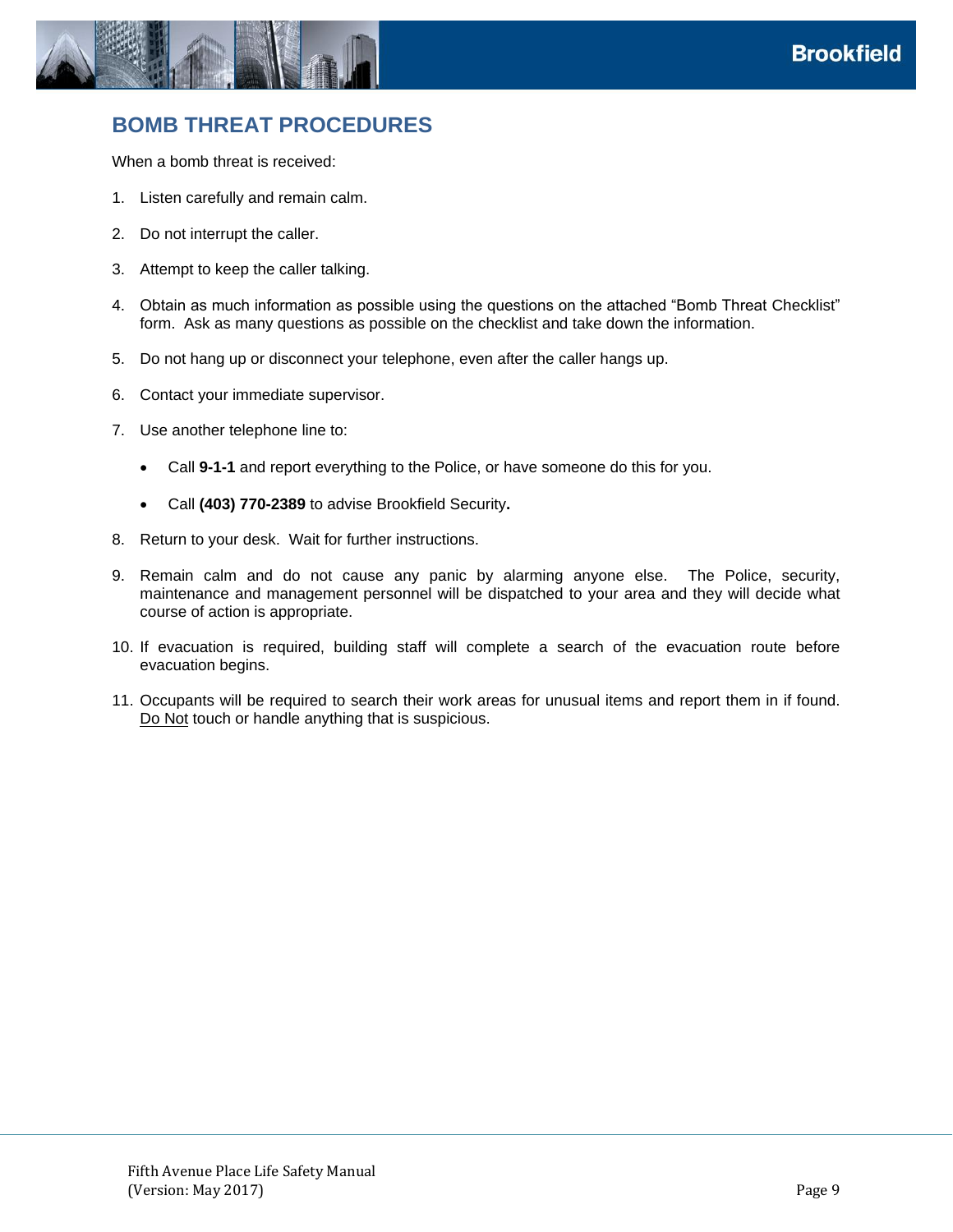# BOMB THREAT PROCEDURES

When a bomb threat is received:

1. Listen carefully and remain calm.
2. Do not interrupt the caller.
3. Attempt to keep the caller talking.
4. Obtain as much information as possible using the questions on the attached "Bomb Threat Checklist" form. Ask as many questions as possible on the checklist and take down the information.
5. Do not hang up or disconnect your telephone, even after the caller hangs up.
6. Contact your immediate supervisor.
7. Use another telephone line to:
   - Call **9-1-1** and report everything to the Police, or have someone do this for you.
   - Call **(403) 770-2389** to advise Brookfield Security**.**
8. Return to your desk. Wait for further instructions.
9. Remain calm and do not cause any panic by alarming anyone else. The Police, security, maintenance and management personnel will be dispatched to your area and they will decide what course of action is appropriate.
10. If evacuation is required, building staff will complete a search of the evacuation route before evacuation begins.
11. Occupants will be required to search their work areas for unusual items and report them in if found. <u>Do Not</u> touch or handle anything that is suspicious.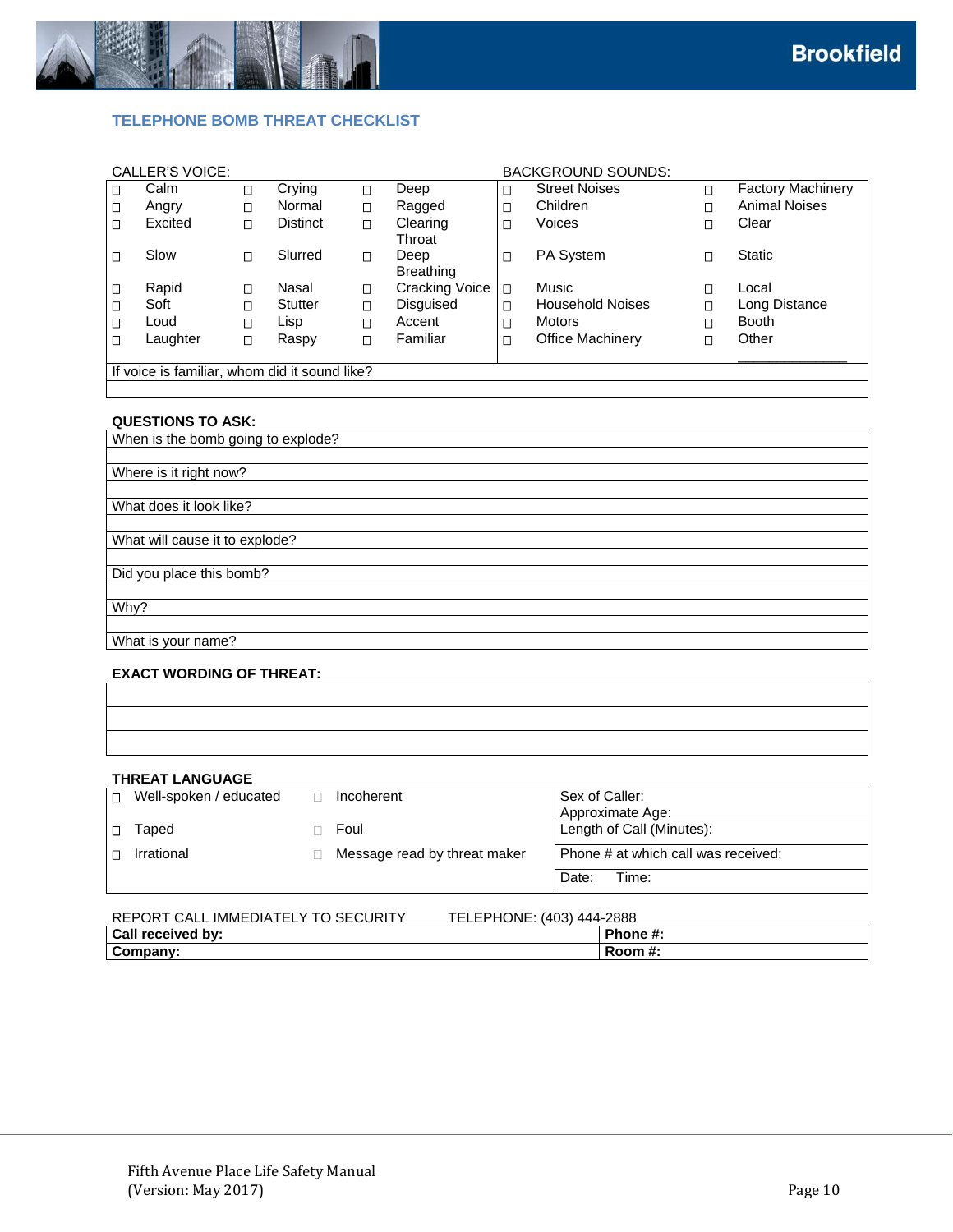## TELEPHONE BOMB THREAT CHECKLIST

CALLER'S VOICE:

| | | |
|---|---|---|
| ☐ Calm | ☐ Crying | ☐ Deep |
| ☐ Angry | ☐ Normal | ☐ Ragged |
| ☐ Excited | ☐ Distinct | ☐ Clearing Throat |
| ☐ Slow | ☐ Slurred | ☐ Deep Breathing |
| ☐ Rapid | ☐ Nasal | ☐ Cracking Voice |
| ☐ Soft | ☐ Stutter | ☐ Disguised |
| ☐ Loud | ☐ Lisp | ☐ Accent |
| ☐ Laughter | ☐ Raspy | ☐ Familiar |

BACKGROUND SOUNDS:

| | |
|---|---|
| ☐ Street Noises | ☐ Factory Machinery |
| ☐ Children | ☐ Animal Noises |
| ☐ Voices | ☐ Clear |
| ☐ PA System | ☐ Static |
| ☐ Music | ☐ Local |
| ☐ Household Noises | ☐ Long Distance |
| ☐ Motors | ☐ Booth |
| ☐ Office Machinery | ☐ Other ______________ |

If voice is familiar, whom did it sound like?

**QUESTIONS TO ASK:**

When is the bomb going to explode?

Where is it right now?

What does it look like?

What will cause it to explode?

Did you place this bomb?

Why?

What is your name?

**EXACT WORDING OF THREAT:**

**THREAT LANGUAGE**

| | | |
|---|---|---|
| ☐ Well-spoken / educated | ☐ Incoherent | Sex of Caller:<br>Approximate Age: |
| ☐ Taped | ☐ Foul | Length of Call (Minutes): |
| ☐ Irrational | ☐ Message read by threat maker | Phone # at which call was received: |
| | | Date: Time: |

REPORT CALL IMMEDIATELY TO SECURITY TELEPHONE: (403) 444-2888

| | |
|---|---|
| **Call received by:** | **Phone #:** |
| **Company:** | **Room #:** |

Fifth Avenue Place Life Safety Manual
(Version: May 2017)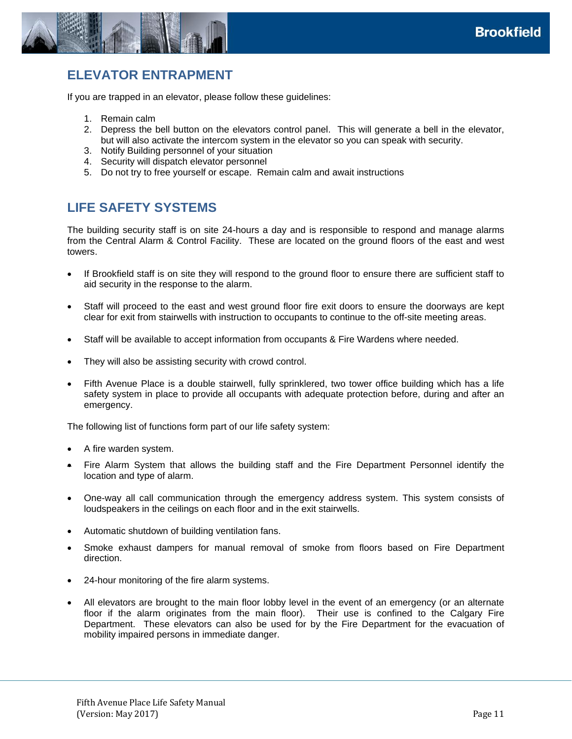## ELEVATOR ENTRAPMENT

If you are trapped in an elevator, please follow these guidelines:

1. Remain calm
2. Depress the bell button on the elevators control panel. This will generate a bell in the elevator, but will also activate the intercom system in the elevator so you can speak with security.
3. Notify Building personnel of your situation
4. Security will dispatch elevator personnel
5. Do not try to free yourself or escape. Remain calm and await instructions

## LIFE SAFETY SYSTEMS

The building security staff is on site 24-hours a day and is responsible to respond and manage alarms from the Central Alarm & Control Facility. These are located on the ground floors of the east and west towers.

- If Brookfield staff is on site they will respond to the ground floor to ensure there are sufficient staff to aid security in the response to the alarm.
- Staff will proceed to the east and west ground floor fire exit doors to ensure the doorways are kept clear for exit from stairwells with instruction to occupants to continue to the off-site meeting areas.
- Staff will be available to accept information from occupants & Fire Wardens where needed.
- They will also be assisting security with crowd control.
- Fifth Avenue Place is a double stairwell, fully sprinklered, two tower office building which has a life safety system in place to provide all occupants with adequate protection before, during and after an emergency.

The following list of functions form part of our life safety system:

- A fire warden system.
- Fire Alarm System that allows the building staff and the Fire Department Personnel identify the location and type of alarm.
- One-way all call communication through the emergency address system. This system consists of loudspeakers in the ceilings on each floor and in the exit stairwells.
- Automatic shutdown of building ventilation fans.
- Smoke exhaust dampers for manual removal of smoke from floors based on Fire Department direction.
- 24-hour monitoring of the fire alarm systems.
- All elevators are brought to the main floor lobby level in the event of an emergency (or an alternate floor if the alarm originates from the main floor). Their use is confined to the Calgary Fire Department. These elevators can also be used for by the Fire Department for the evacuation of mobility impaired persons in immediate danger.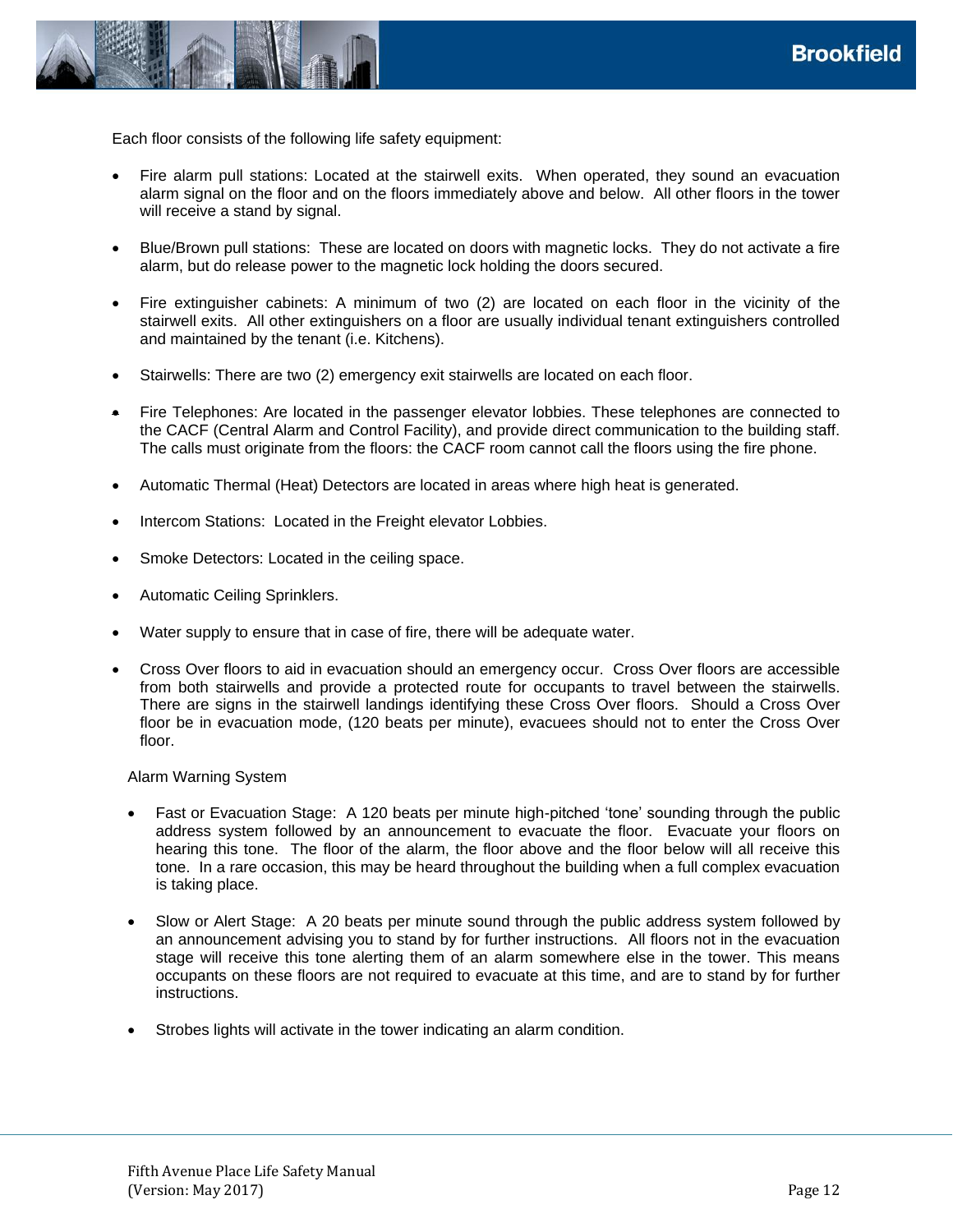Each floor consists of the following life safety equipment:

- Fire alarm pull stations: Located at the stairwell exits. When operated, they sound an evacuation alarm signal on the floor and on the floors immediately above and below. All other floors in the tower will receive a stand by signal.
- Blue/Brown pull stations: These are located on doors with magnetic locks. They do not activate a fire alarm, but do release power to the magnetic lock holding the doors secured.
- Fire extinguisher cabinets: A minimum of two (2) are located on each floor in the vicinity of the stairwell exits. All other extinguishers on a floor are usually individual tenant extinguishers controlled and maintained by the tenant (i.e. Kitchens).
- Stairwells: There are two (2) emergency exit stairwells are located on each floor.
- Fire Telephones: Are located in the passenger elevator lobbies. These telephones are connected to the CACF (Central Alarm and Control Facility), and provide direct communication to the building staff. The calls must originate from the floors: the CACF room cannot call the floors using the fire phone.
- Automatic Thermal (Heat) Detectors are located in areas where high heat is generated.
- Intercom Stations: Located in the Freight elevator Lobbies.
- Smoke Detectors: Located in the ceiling space.
- Automatic Ceiling Sprinklers.
- Water supply to ensure that in case of fire, there will be adequate water.
- Cross Over floors to aid in evacuation should an emergency occur. Cross Over floors are accessible from both stairwells and provide a protected route for occupants to travel between the stairwells. There are signs in the stairwell landings identifying these Cross Over floors. Should a Cross Over floor be in evacuation mode, (120 beats per minute), evacuees should not to enter the Cross Over floor.

Alarm Warning System

- Fast or Evacuation Stage: A 120 beats per minute high-pitched 'tone' sounding through the public address system followed by an announcement to evacuate the floor. Evacuate your floors on hearing this tone. The floor of the alarm, the floor above and the floor below will all receive this tone. In a rare occasion, this may be heard throughout the building when a full complex evacuation is taking place.
- Slow or Alert Stage: A 20 beats per minute sound through the public address system followed by an announcement advising you to stand by for further instructions. All floors not in the evacuation stage will receive this tone alerting them of an alarm somewhere else in the tower. This means occupants on these floors are not required to evacuate at this time, and are to stand by for further instructions.
- Strobes lights will activate in the tower indicating an alarm condition.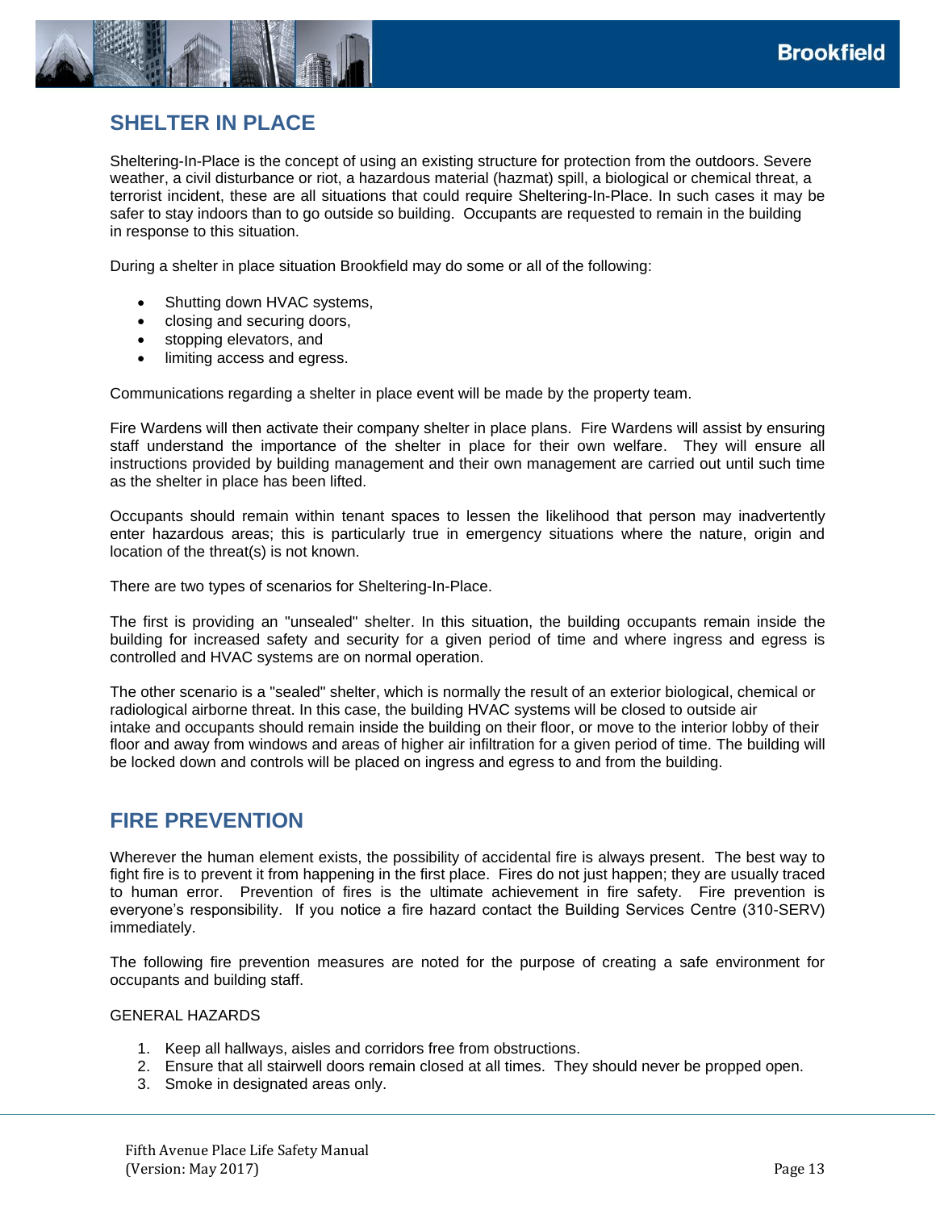## SHELTER IN PLACE

Sheltering-In-Place is the concept of using an existing structure for protection from the outdoors. Severe weather, a civil disturbance or riot, a hazardous material (hazmat) spill, a biological or chemical threat, a terrorist incident, these are all situations that could require Sheltering-In-Place. In such cases it may be safer to stay indoors than to go outside so building. Occupants are requested to remain in the building in response to this situation.

During a shelter in place situation Brookfield may do some or all of the following:

- Shutting down HVAC systems,
- closing and securing doors,
- stopping elevators, and
- limiting access and egress.

Communications regarding a shelter in place event will be made by the property team.

Fire Wardens will then activate their company shelter in place plans. Fire Wardens will assist by ensuring staff understand the importance of the shelter in place for their own welfare. They will ensure all instructions provided by building management and their own management are carried out until such time as the shelter in place has been lifted.

Occupants should remain within tenant spaces to lessen the likelihood that person may inadvertently enter hazardous areas; this is particularly true in emergency situations where the nature, origin and location of the threat(s) is not known.

There are two types of scenarios for Sheltering-In-Place.

The first is providing an "unsealed" shelter. In this situation, the building occupants remain inside the building for increased safety and security for a given period of time and where ingress and egress is controlled and HVAC systems are on normal operation.

The other scenario is a "sealed" shelter, which is normally the result of an exterior biological, chemical or radiological airborne threat. In this case, the building HVAC systems will be closed to outside air intake and occupants should remain inside the building on their floor, or move to the interior lobby of their floor and away from windows and areas of higher air infiltration for a given period of time. The building will be locked down and controls will be placed on ingress and egress to and from the building.

## FIRE PREVENTION

Wherever the human element exists, the possibility of accidental fire is always present. The best way to fight fire is to prevent it from happening in the first place. Fires do not just happen; they are usually traced to human error. Prevention of fires is the ultimate achievement in fire safety. Fire prevention is everyone's responsibility. If you notice a fire hazard contact the Building Services Centre (310-SERV) immediately.

The following fire prevention measures are noted for the purpose of creating a safe environment for occupants and building staff.

GENERAL HAZARDS

1. Keep all hallways, aisles and corridors free from obstructions.
2. Ensure that all stairwell doors remain closed at all times. They should never be propped open.
3. Smoke in designated areas only.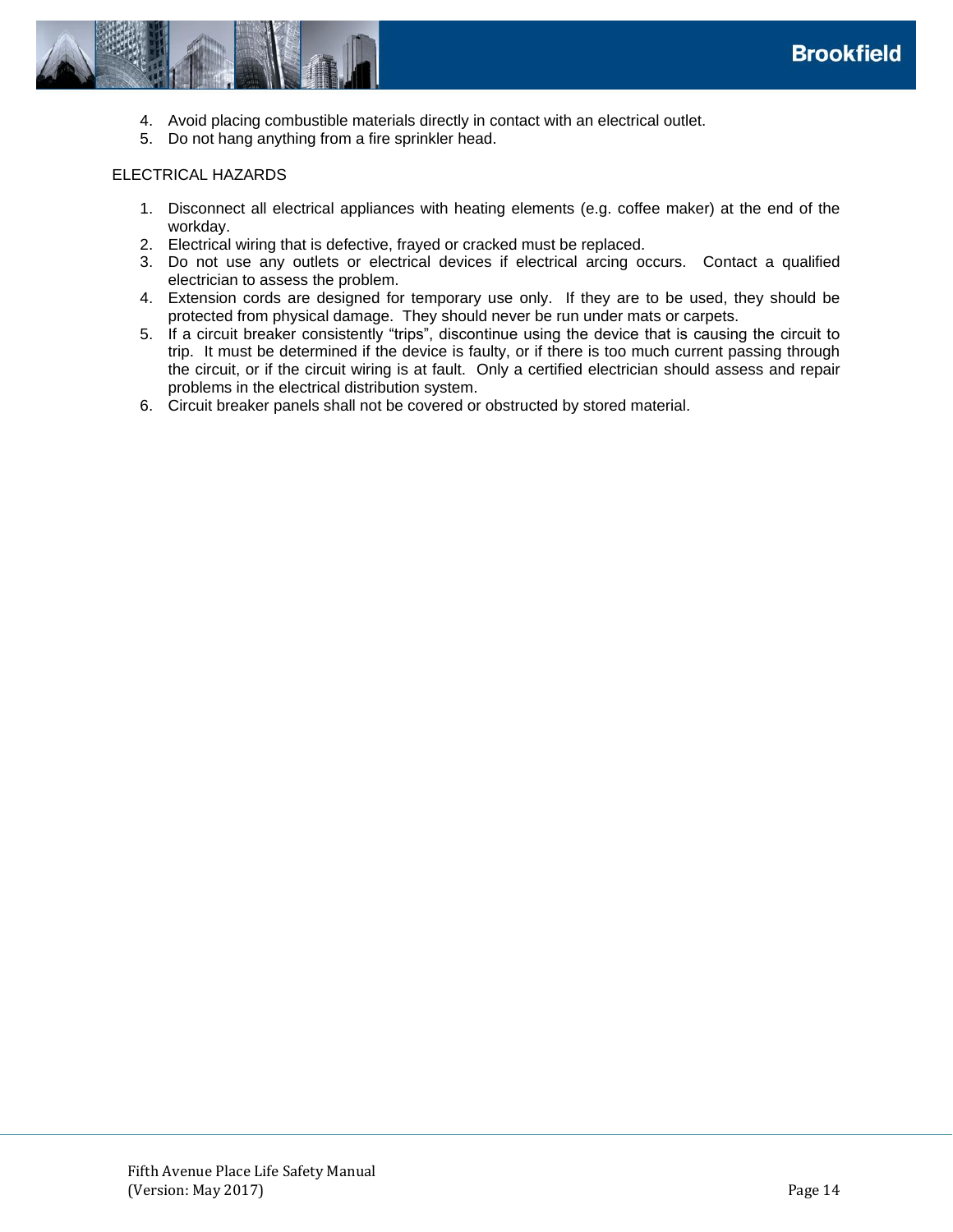4. Avoid placing combustible materials directly in contact with an electrical outlet.
5. Do not hang anything from a fire sprinkler head.

ELECTRICAL HAZARDS

1. Disconnect all electrical appliances with heating elements (e.g. coffee maker) at the end of the workday.
2. Electrical wiring that is defective, frayed or cracked must be replaced.
3. Do not use any outlets or electrical devices if electrical arcing occurs. Contact a qualified electrician to assess the problem.
4. Extension cords are designed for temporary use only. If they are to be used, they should be protected from physical damage. They should never be run under mats or carpets.
5. If a circuit breaker consistently "trips", discontinue using the device that is causing the circuit to trip. It must be determined if the device is faulty, or if there is too much current passing through the circuit, or if the circuit wiring is at fault. Only a certified electrician should assess and repair problems in the electrical distribution system.
6. Circuit breaker panels shall not be covered or obstructed by stored material.